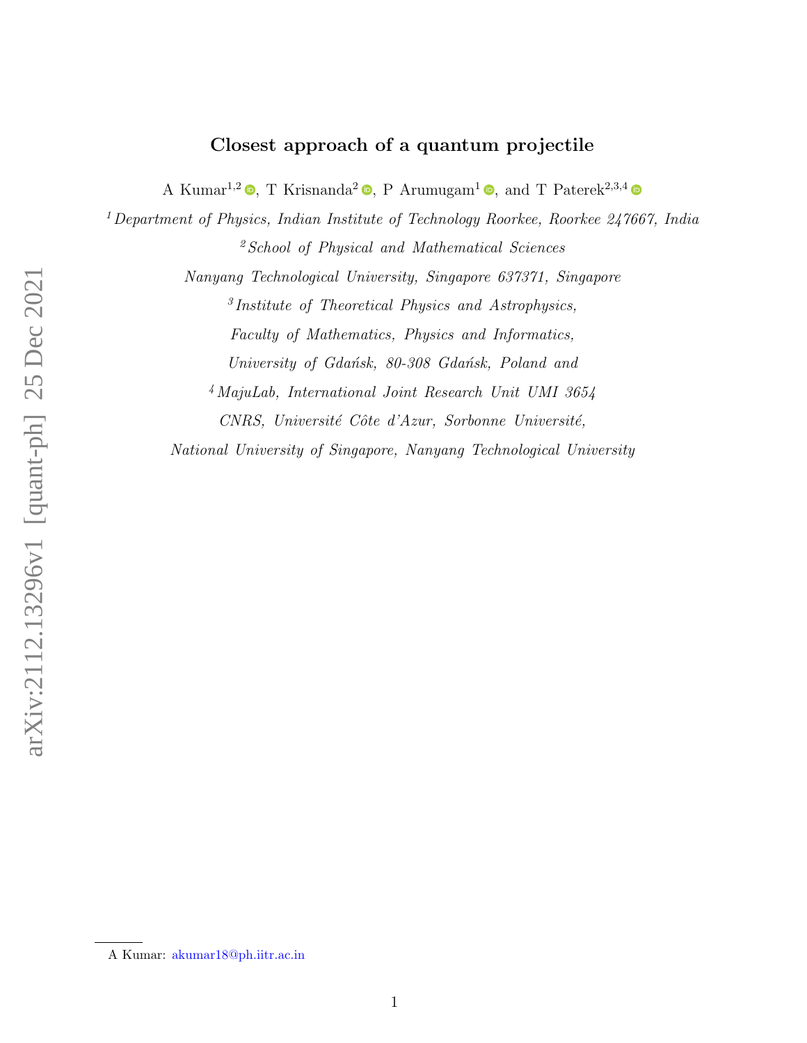# Closest approach of a quantum projectile

A Kumar[1,2], T Krisnanda[2], P Arumugam[1], and T Paterek[2,3,4]

[1] *Department of Physics, Indian Institute of Technology Roorkee, Roorkee 247667, India*

[2] *School of Physical and Mathematical Sciences*

*Nanyang Technological University, Singapore 637371, Singapore*

[3] *Institute of Theoretical Physics and Astrophysics,*

*Faculty of Mathematics, Physics and Informatics,*

*University of Gdańsk, 80-308 Gdańsk, Poland and*

[4] *MajuLab, International Joint Research Unit UMI 3654*

*CNRS, Université Côte d'Azur, Sorbonne Université,*

*National University of Singapore, Nanyang Technological University*

A Kumar: akumar18@ph.iitr.ac.in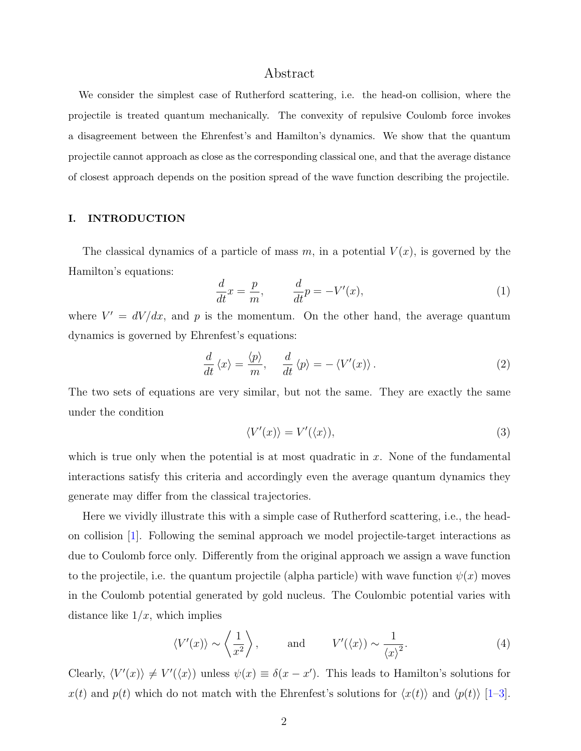## Abstract

We consider the simplest case of Rutherford scattering, i.e. the head-on collision, where the projectile is treated quantum mechanically. The convexity of repulsive Coulomb force invokes a disagreement between the Ehrenfest's and Hamilton's dynamics. We show that the quantum projectile cannot approach as close as the corresponding classical one, and that the average distance of closest approach depends on the position spread of the wave function describing the projectile.

## I. INTRODUCTION

The classical dynamics of a particle of mass $m$, in a potential $V(x)$, is governed by the Hamilton's equations:

$$\frac{d}{dt}x = \frac{p}{m}, \qquad \frac{d}{dt}p = -V'(x), \tag{1}$$

where $V' = dV/dx$, and $p$ is the momentum. On the other hand, the average quantum dynamics is governed by Ehrenfest's equations:

$$\frac{d}{dt}\langle x\rangle = \frac{\langle p\rangle}{m}, \quad \frac{d}{dt}\langle p\rangle = -\langle V'(x)\rangle. \tag{2}$$

The two sets of equations are very similar, but not the same. They are exactly the same under the condition

$$\langle V'(x)\rangle = V'(\langle x\rangle), \tag{3}$$

which is true only when the potential is at most quadratic in $x$. None of the fundamental interactions satisfy this criteria and accordingly even the average quantum dynamics they generate may differ from the classical trajectories.

Here we vividly illustrate this with a simple case of Rutherford scattering, i.e., the head-on collision [1]. Following the seminal approach we model projectile-target interactions as due to Coulomb force only. Differently from the original approach we assign a wave function to the projectile, i.e. the quantum projectile (alpha particle) with wave function $\psi(x)$ moves in the Coulomb potential generated by gold nucleus. The Coulombic potential varies with distance like $1/x$, which implies

$$\langle V'(x)\rangle \sim \left\langle \frac{1}{x^2}\right\rangle, \qquad \text{and} \qquad V'(\langle x\rangle) \sim \frac{1}{\langle x\rangle^2}. \tag{4}$$

Clearly, $\langle V'(x)\rangle \neq V'(\langle x\rangle)$ unless $\psi(x) \equiv \delta(x - x')$. This leads to Hamilton's solutions for $x(t)$ and $p(t)$ which do not match with the Ehrenfest's solutions for $\langle x(t)\rangle$ and $\langle p(t)\rangle$ [1–3].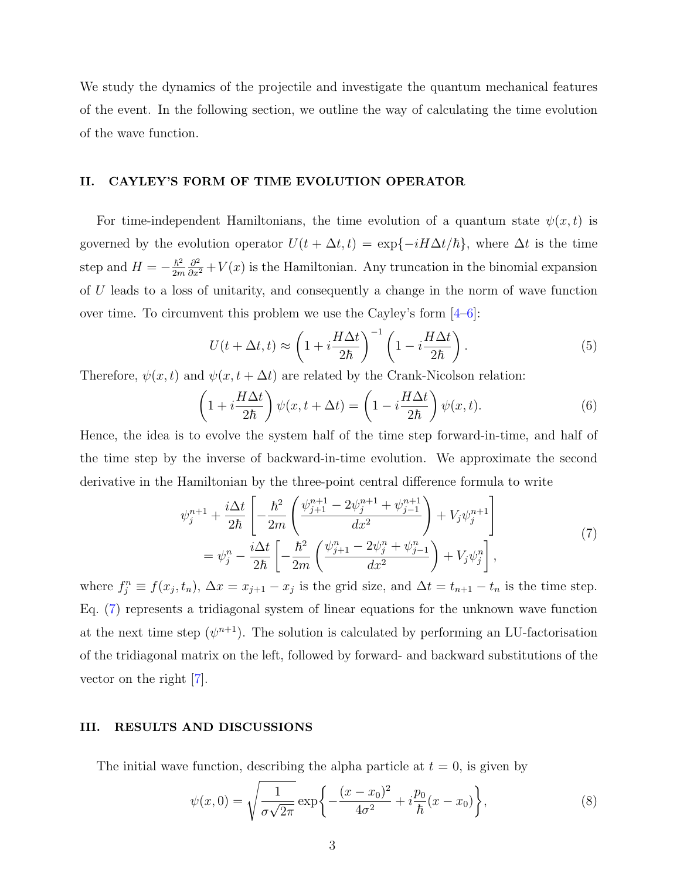We study the dynamics of the projectile and investigate the quantum mechanical features of the event. In the following section, we outline the way of calculating the time evolution of the wave function.

## II. CAYLEY'S FORM OF TIME EVOLUTION OPERATOR

For time-independent Hamiltonians, the time evolution of a quantum state $\psi(x,t)$ is governed by the evolution operator $U(t+\Delta t, t) = \exp\{-iH\Delta t/\hbar\}$, where $\Delta t$ is the time step and $H = -\frac{\hbar^2}{2m}\frac{\partial^2}{\partial x^2} + V(x)$ is the Hamiltonian. Any truncation in the binomial expansion of $U$ leads to a loss of unitarity, and consequently a change in the norm of wave function over time. To circumvent this problem we use the Cayley's form [4–6]:

$$U(t+\Delta t, t) \approx \left(1 + i\frac{H\Delta t}{2\hbar}\right)^{-1}\left(1 - i\frac{H\Delta t}{2\hbar}\right). \tag{5}$$

Therefore, $\psi(x,t)$ and $\psi(x,t+\Delta t)$ are related by the Crank-Nicolson relation:

$$\left(1 + i\frac{H\Delta t}{2\hbar}\right)\psi(x,t+\Delta t) = \left(1 - i\frac{H\Delta t}{2\hbar}\right)\psi(x,t). \tag{6}$$

Hence, the idea is to evolve the system half of the time step forward-in-time, and half of the time step by the inverse of backward-in-time evolution. We approximate the second derivative in the Hamiltonian by the three-point central difference formula to write

$$\begin{aligned}
\psi_j^{n+1} + \frac{i\Delta t}{2\hbar}\left[-\frac{\hbar^2}{2m}\left(\frac{\psi_{j+1}^{n+1} - 2\psi_j^{n+1} + \psi_{j-1}^{n+1}}{dx^2}\right) + V_j\psi_j^{n+1}\right] \\
= \psi_j^{n} - \frac{i\Delta t}{2\hbar}\left[-\frac{\hbar^2}{2m}\left(\frac{\psi_{j+1}^{n} - 2\psi_j^{n} + \psi_{j-1}^{n}}{dx^2}\right) + V_j\psi_j^{n}\right],
\end{aligned} \tag{7}$$

where $f_j^n \equiv f(x_j, t_n)$, $\Delta x = x_{j+1} - x_j$ is the grid size, and $\Delta t = t_{n+1} - t_n$ is the time step. Eq. (7) represents a tridiagonal system of linear equations for the unknown wave function at the next time step ($\psi^{n+1}$). The solution is calculated by performing an LU-factorisation of the tridiagonal matrix on the left, followed by forward- and backward substitutions of the vector on the right [7].

## III. RESULTS AND DISCUSSIONS

The initial wave function, describing the alpha particle at $t = 0$, is given by

$$\psi(x,0) = \sqrt{\frac{1}{\sigma\sqrt{2\pi}}}\exp\left\{-\frac{(x-x_0)^2}{4\sigma^2} + i\frac{p_0}{\hbar}(x-x_0)\right\}, \tag{8}$$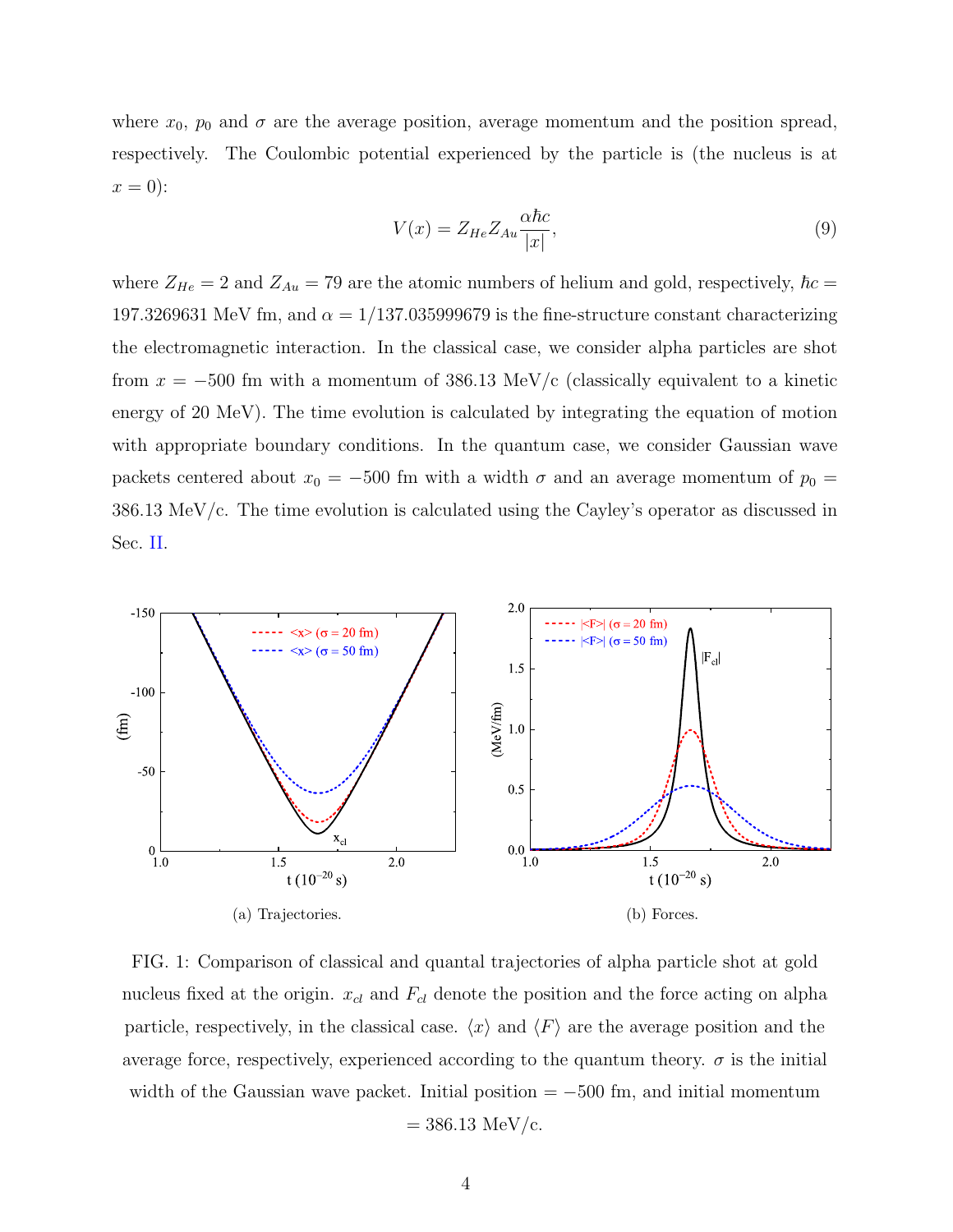where $x_0$, $p_0$ and $\sigma$ are the average position, average momentum and the position spread, respectively. The Coulombic potential experienced by the particle is (the nucleus is at $x = 0$):

$$V(x) = Z_{He} Z_{Au} \frac{\alpha \hbar c}{|x|}, \tag{9}$$

where $Z_{He} = 2$ and $Z_{Au} = 79$ are the atomic numbers of helium and gold, respectively, $\hbar c = 197.3269631$ MeV fm, and $\alpha = 1/137.035999679$ is the fine-structure constant characterizing the electromagnetic interaction. In the classical case, we consider alpha particles are shot from $x = -500$ fm with a momentum of 386.13 MeV/c (classically equivalent to a kinetic energy of 20 MeV). The time evolution is calculated by integrating the equation of motion with appropriate boundary conditions. In the quantum case, we consider Gaussian wave packets centered about $x_0 = -500$ fm with a width $\sigma$ and an average momentum of $p_0 = 386.13$ MeV/c. The time evolution is calculated using the Cayley's operator as discussed in Sec. II.

(a) Trajectories.

(b) Forces.

FIG. 1: Comparison of classical and quantal trajectories of alpha particle shot at gold nucleus fixed at the origin. $x_{cl}$ and $F_{cl}$ denote the position and the force acting on alpha particle, respectively, in the classical case. $\langle x \rangle$ and $\langle F \rangle$ are the average position and the average force, respectively, experienced according to the quantum theory. $\sigma$ is the initial width of the Gaussian wave packet. Initial position $= -500$ fm, and initial momentum $= 386.13$ MeV/c.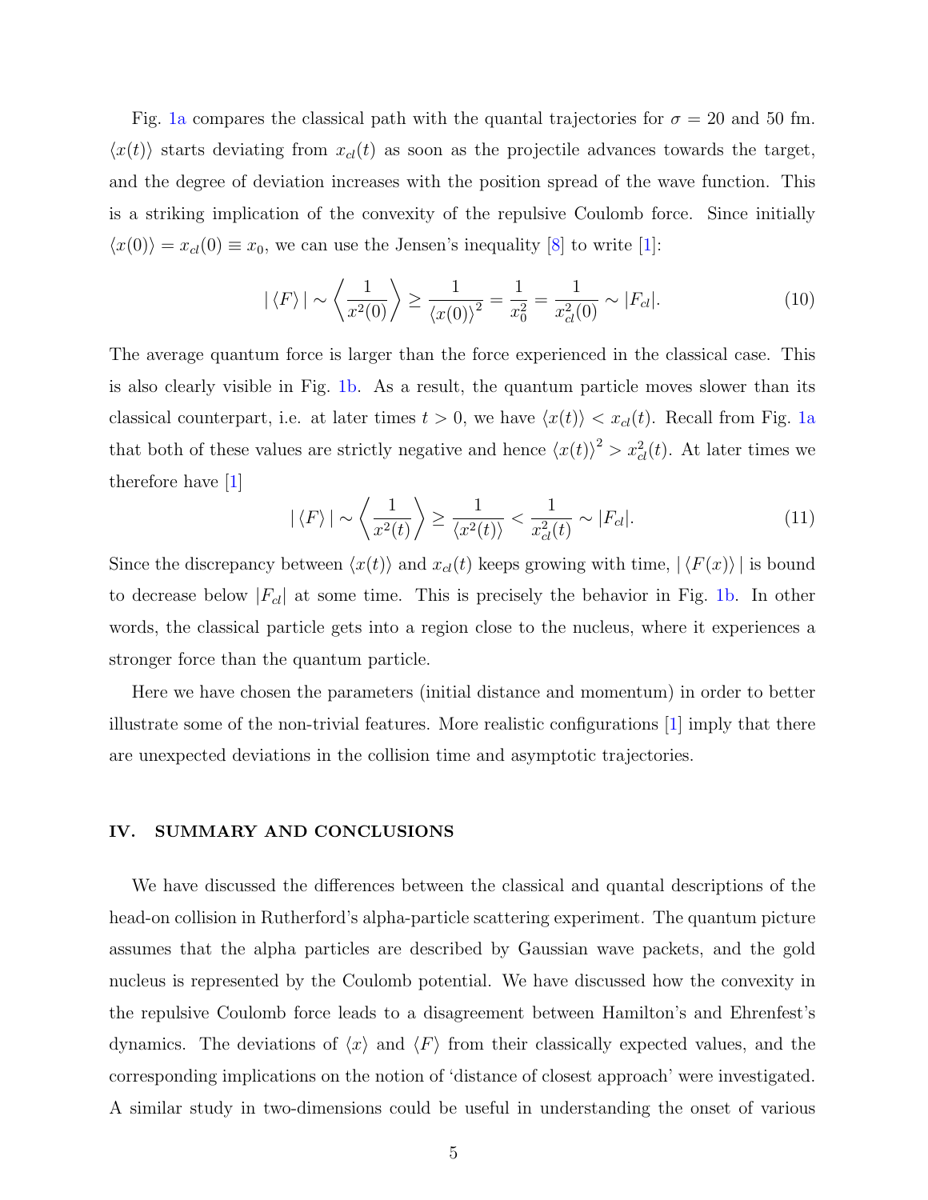Fig. 1a compares the classical path with the quantal trajectories for $\sigma = 20$ and 50 fm. $\langle x(t) \rangle$ starts deviating from $x_{cl}(t)$ as soon as the projectile advances towards the target, and the degree of deviation increases with the position spread of the wave function. This is a striking implication of the convexity of the repulsive Coulomb force. Since initially $\langle x(0) \rangle = x_{cl}(0) \equiv x_0$, we can use the Jensen's inequality [8] to write [1]:

$$|\langle F \rangle| \sim \left\langle \frac{1}{x^2(0)} \right\rangle \geq \frac{1}{\langle x(0) \rangle^2} = \frac{1}{x_0^2} = \frac{1}{x_{cl}^2(0)} \sim |F_{cl}|. \tag{10}$$

The average quantum force is larger than the force experienced in the classical case. This is also clearly visible in Fig. 1b. As a result, the quantum particle moves slower than its classical counterpart, i.e. at later times $t > 0$, we have $\langle x(t) \rangle < x_{cl}(t)$. Recall from Fig. 1a that both of these values are strictly negative and hence $\langle x(t) \rangle^2 > x_{cl}^2(t)$. At later times we therefore have [1]

$$|\langle F \rangle| \sim \left\langle \frac{1}{x^2(t)} \right\rangle \geq \frac{1}{\langle x^2(t) \rangle} < \frac{1}{x_{cl}^2(t)} \sim |F_{cl}|. \tag{11}$$

Since the discrepancy between $\langle x(t) \rangle$ and $x_{cl}(t)$ keeps growing with time, $|\langle F(x) \rangle|$ is bound to decrease below $|F_{cl}|$ at some time. This is precisely the behavior in Fig. 1b. In other words, the classical particle gets into a region close to the nucleus, where it experiences a stronger force than the quantum particle.

Here we have chosen the parameters (initial distance and momentum) in order to better illustrate some of the non-trivial features. More realistic configurations [1] imply that there are unexpected deviations in the collision time and asymptotic trajectories.

## IV. SUMMARY AND CONCLUSIONS

We have discussed the differences between the classical and quantal descriptions of the head-on collision in Rutherford's alpha-particle scattering experiment. The quantum picture assumes that the alpha particles are described by Gaussian wave packets, and the gold nucleus is represented by the Coulomb potential. We have discussed how the convexity in the repulsive Coulomb force leads to a disagreement between Hamilton's and Ehrenfest's dynamics. The deviations of $\langle x \rangle$ and $\langle F \rangle$ from their classically expected values, and the corresponding implications on the notion of 'distance of closest approach' were investigated. A similar study in two-dimensions could be useful in understanding the onset of various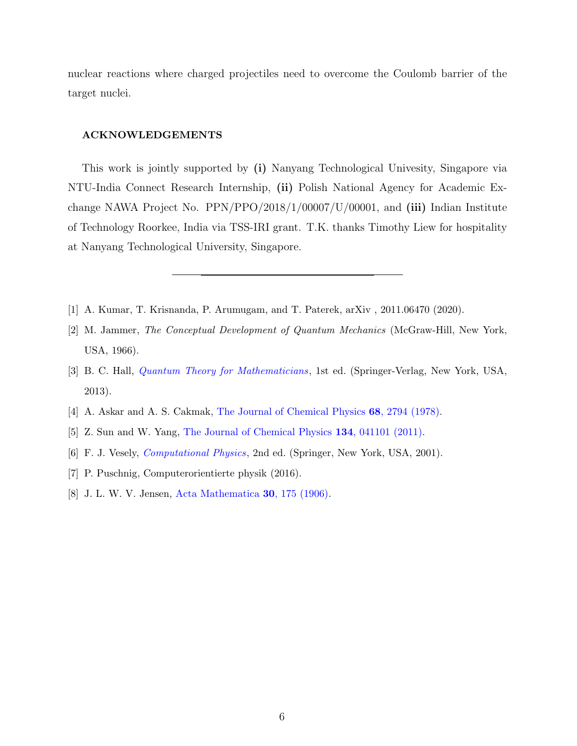nuclear reactions where charged projectiles need to overcome the Coulomb barrier of the target nuclei.

#### ACKNOWLEDGEMENTS

This work is jointly supported by **(i)** Nanyang Technological Univesity, Singapore via NTU-India Connect Research Internship, **(ii)** Polish National Agency for Academic Exchange NAWA Project No. PPN/PPO/2018/1/00007/U/00001, and **(iii)** Indian Institute of Technology Roorkee, India via TSS-IRI grant. T.K. thanks Timothy Liew for hospitality at Nanyang Technological University, Singapore.

---

[1] A. Kumar, T. Krisnanda, P. Arumugam, and T. Paterek, arXiv , 2011.06470 (2020).

[2] M. Jammer, *The Conceptual Development of Quantum Mechanics* (McGraw-Hill, New York, USA, 1966).

[3] B. C. Hall, *Quantum Theory for Mathematicians*, 1st ed. (Springer-Verlag, New York, USA, 2013).

[4] A. Askar and A. S. Cakmak, The Journal of Chemical Physics **68**, 2794 (1978).

[5] Z. Sun and W. Yang, The Journal of Chemical Physics **134**, 041101 (2011).

[6] F. J. Vesely, *Computational Physics*, 2nd ed. (Springer, New York, USA, 2001).

[7] P. Puschnig, Computerorientierte physik (2016).

[8] J. L. W. V. Jensen, Acta Mathematica **30**, 175 (1906).